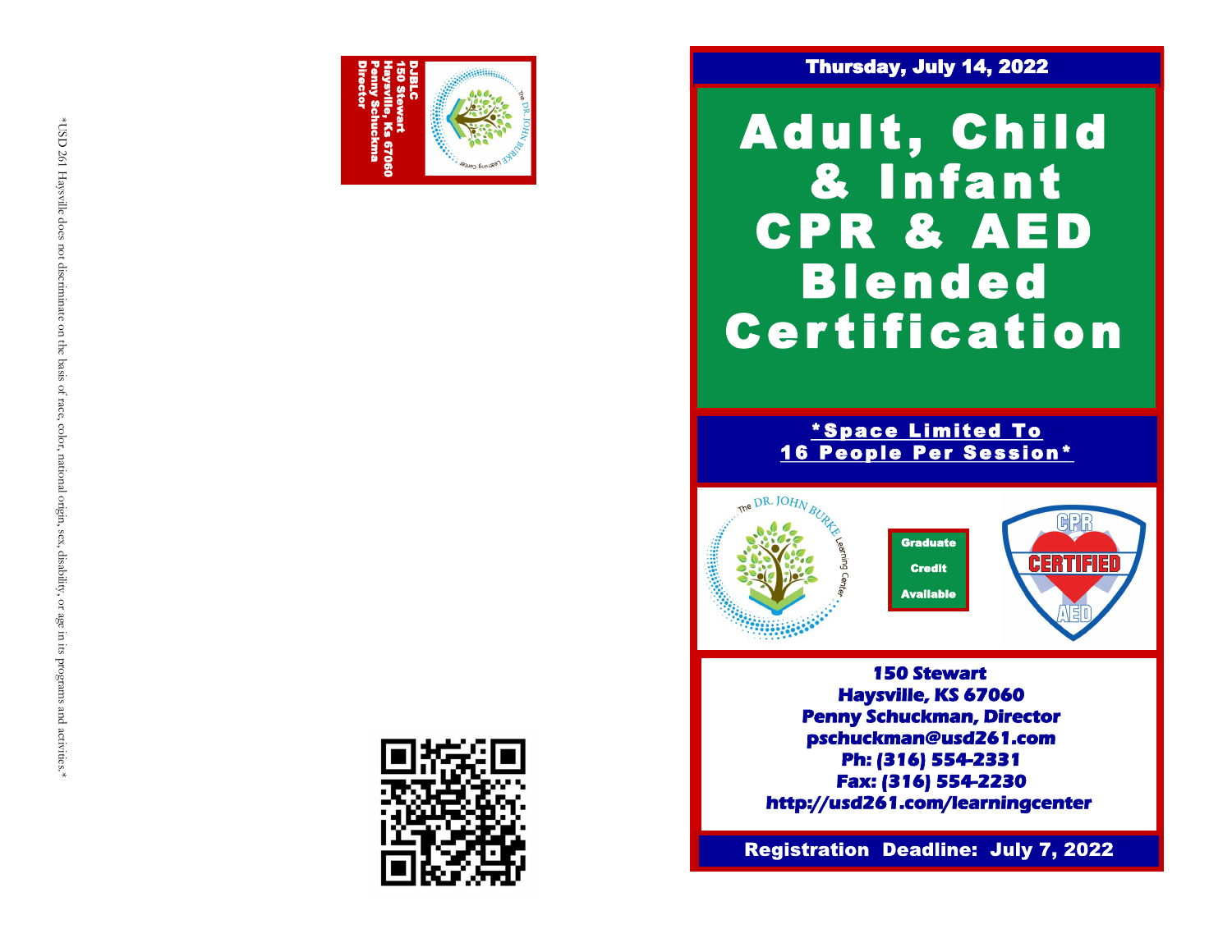*USD 261 Haysville does not discriminate on the basis of race, color, national origin, sex, disability, or age in its programs and activities.*

DJBLC
150 Stewart
Haysville, Ks 67060
Penny Schuckma
Director

The DR. JOHN BURKE Learning Center

**Thursday, July 14, 2022**

# Adult, Child & Infant CPR & AED Blended Certification

***Space Limited To 16 People Per Session***

The DR. JOHN BURKE Learning Center

**Graduate Credit Available**

CPR CERTIFIED AED

**150 Stewart**
**Haysville, KS 67060**
**Penny Schuckman, Director**
**pschuckman@usd261.com**
**Ph: (316) 554-2331**
**Fax: (316) 554-2230**
**http://usd261.com/learningcenter**

**Registration Deadline: July 7, 2022**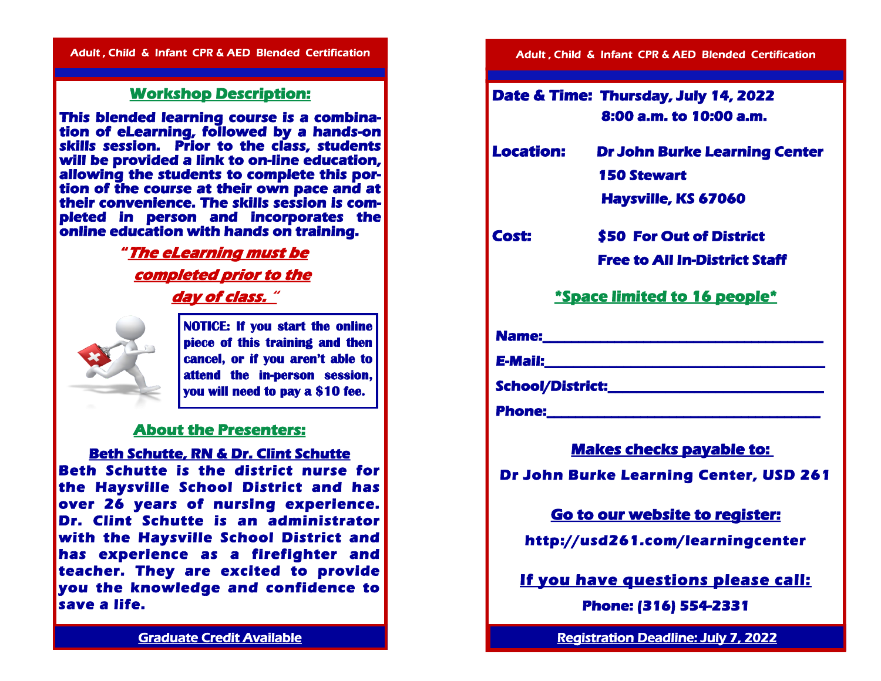Adult , Child & Infant CPR & AED Blended Certification

## Workshop Description:

**This blended learning course is a combination of eLearning, followed by a hands-on skills session. Prior to the class, students will be provided a link to on-line education, allowing the students to complete this portion of the course at their own pace and at their convenience. The skills session is completed in person and incorporates the online education with hands on training.**

***"The eLearning must be completed prior to the day of class."***

**NOTICE: If you start the online piece of this training and then cancel, or if you aren't able to attend the in-person session, you will need to pay a $10 fee.**

## About the Presenters:

**Beth Schutte, RN & Dr. Clint Schutte**

**Beth Schutte is the district nurse for the Haysville School District and has over 26 years of nursing experience. Dr. Clint Schutte is an administrator with the Haysville School District and has experience as a firefighter and teacher. They are excited to provide you the knowledge and confidence to save a life.**

**Graduate Credit Available**

Adult , Child & Infant CPR & AED Blended Certification

**Date & Time:** Thursday, July 14, 2022
8:00 a.m. to 10:00 a.m.

**Location:** Dr John Burke Learning Center
150 Stewart
Haysville, KS 67060

**Cost:** $50 For Out of District
Free to All In-District Staff

***Space limited to 16 people***

**Name:**___________________________________

**E-Mail:**___________________________________

**School/District:**____________________________

**Phone:**___________________________________

**Makes checks payable to:**

**Dr John Burke Learning Center, USD 261**

**Go to our website to register:**

**http://usd261.com/learningcenter**

**If you have questions please call:**

**Phone: (316) 554-2331**

**Registration Deadline: July 7, 2022**